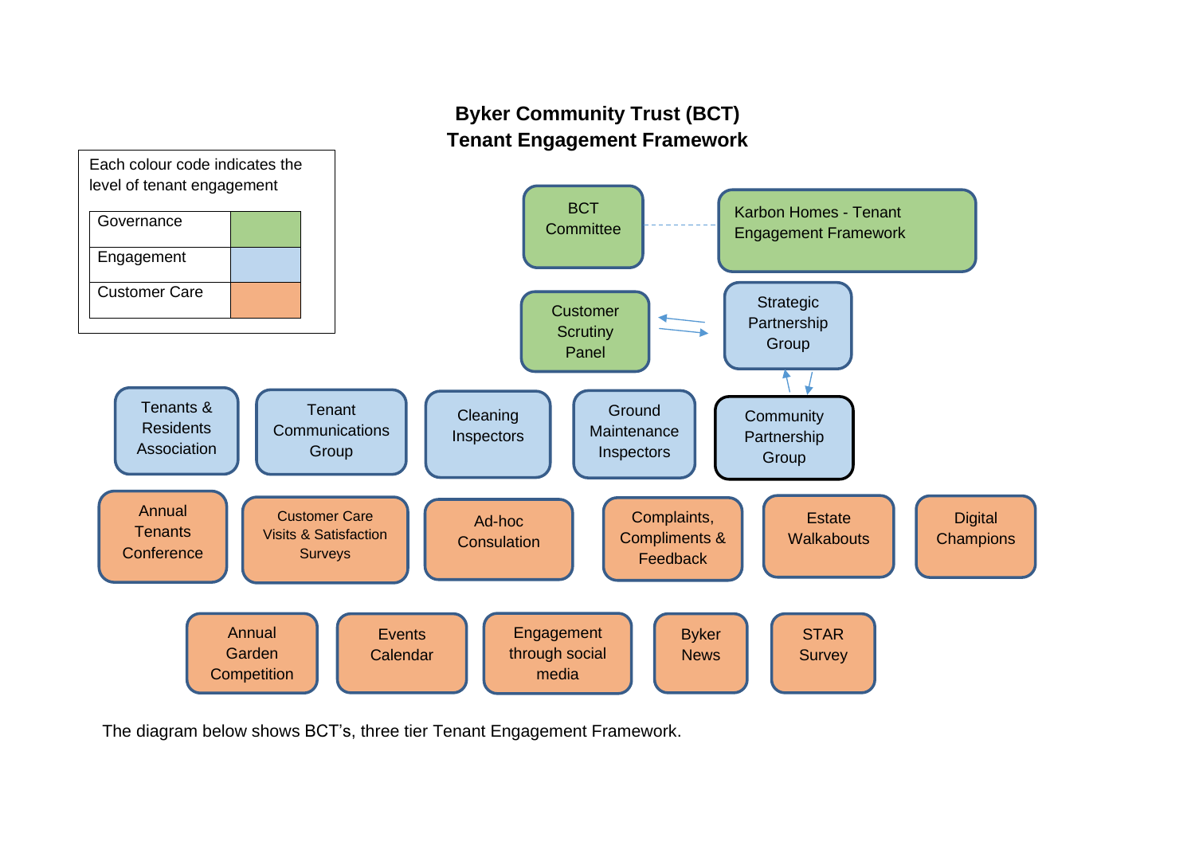# Byker Community Trust (BCT)
# Tenant Engagement Framework

Each colour code indicates the level of tenant engagement

| Level | Colour |
| --- | --- |
| Governance | Green |
| Engagement | Blue |
| Customer Care | Orange |

**Governance**

- BCT Committee
- Karbon Homes - Tenant Engagement Framework
- Customer Scrutiny Panel

**Engagement**

- Strategic Partnership Group
- Tenants & Residents Association
- Tenant Communications Group
- Cleaning Inspectors
- Ground Maintenance Inspectors
- Community Partnership Group

**Customer Care**

- Annual Tenants Conference
- Customer Care Visits & Satisfaction Surveys
- Ad-hoc Consultation
- Complaints, Compliments & Feedback
- Estate Walkabouts
- Digital Champions
- Annual Garden Competition
- Events Calendar
- Engagement through social media
- Byker News
- STAR Survey

The diagram below shows BCT's, three tier Tenant Engagement Framework.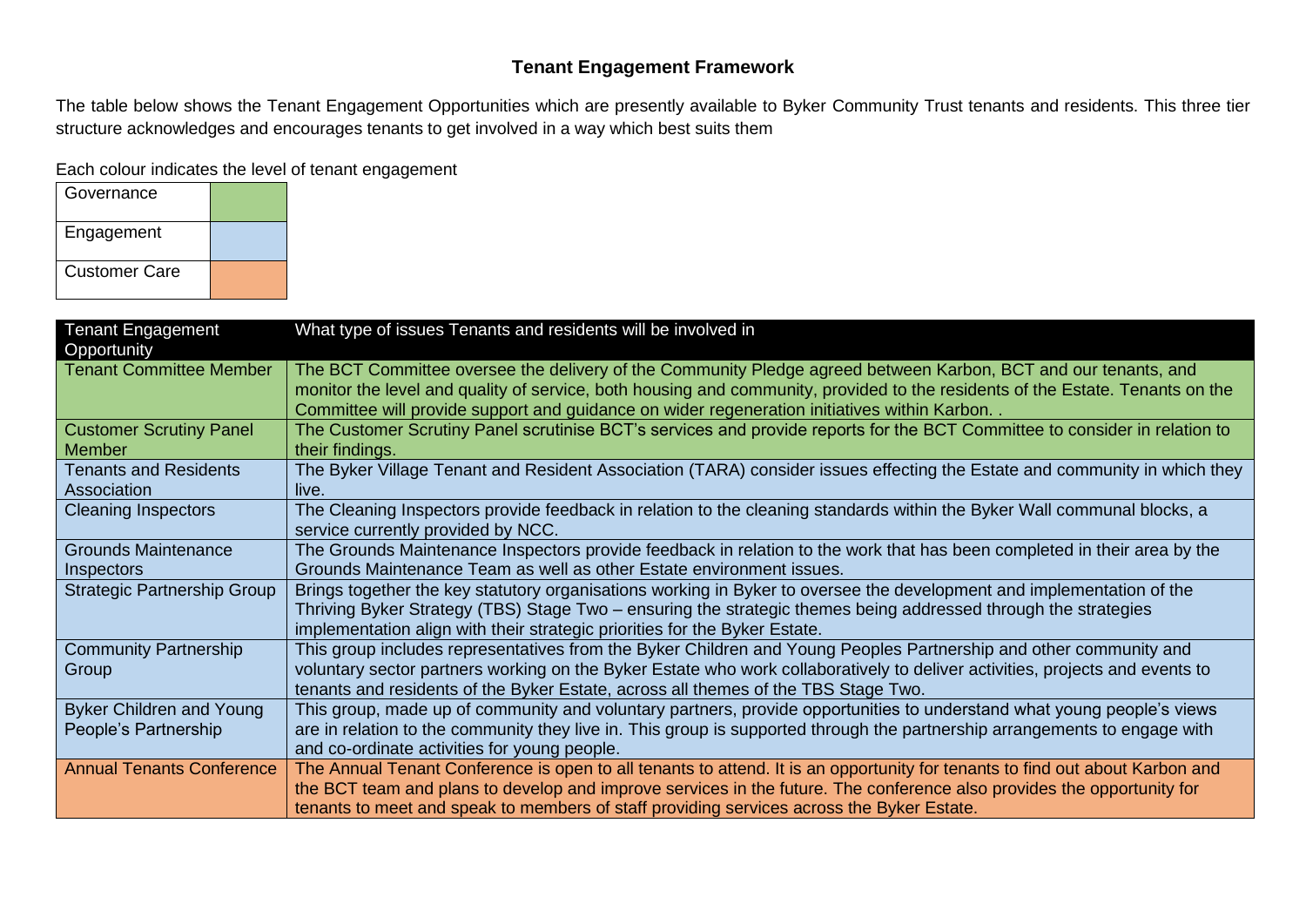# Tenant Engagement Framework

The table below shows the Tenant Engagement Opportunities which are presently available to Byker Community Trust tenants and residents. This three tier structure acknowledges and encourages tenants to get involved in a way which best suits them

Each colour indicates the level of tenant engagement

| | |
|---|---|
| Governance | (green) |
| Engagement | (blue) |
| Customer Care | (orange) |

| Tenant Engagement Opportunity | What type of issues Tenants and residents will be involved in |
|---|---|
| Tenant Committee Member | The BCT Committee oversee the delivery of the Community Pledge agreed between Karbon, BCT and our tenants, and monitor the level and quality of service, both housing and community, provided to the residents of the Estate. Tenants on the Committee will provide support and guidance on wider regeneration initiatives within Karbon. . |
| Customer Scrutiny Panel Member | The Customer Scrutiny Panel scrutinise BCT's services and provide reports for the BCT Committee to consider in relation to their findings. |
| Tenants and Residents Association | The Byker Village Tenant and Resident Association (TARA) consider issues effecting the Estate and community in which they live. |
| Cleaning Inspectors | The Cleaning Inspectors provide feedback in relation to the cleaning standards within the Byker Wall communal blocks, a service currently provided by NCC. |
| Grounds Maintenance Inspectors | The Grounds Maintenance Inspectors provide feedback in relation to the work that has been completed in their area by the Grounds Maintenance Team as well as other Estate environment issues. |
| Strategic Partnership Group | Brings together the key statutory organisations working in Byker to oversee the development and implementation of the Thriving Byker Strategy (TBS) Stage Two – ensuring the strategic themes being addressed through the strategies implementation align with their strategic priorities for the Byker Estate. |
| Community Partnership Group | This group includes representatives from the Byker Children and Young Peoples Partnership and other community and voluntary sector partners working on the Byker Estate who work collaboratively to deliver activities, projects and events to tenants and residents of the Byker Estate, across all themes of the TBS Stage Two. |
| Byker Children and Young People's Partnership | This group, made up of community and voluntary partners, provide opportunities to understand what young people's views are in relation to the community they live in. This group is supported through the partnership arrangements to engage with and co-ordinate activities for young people. |
| Annual Tenants Conference | The Annual Tenant Conference is open to all tenants to attend. It is an opportunity for tenants to find out about Karbon and the BCT team and plans to develop and improve services in the future. The conference also provides the opportunity for tenants to meet and speak to members of staff providing services across the Byker Estate. |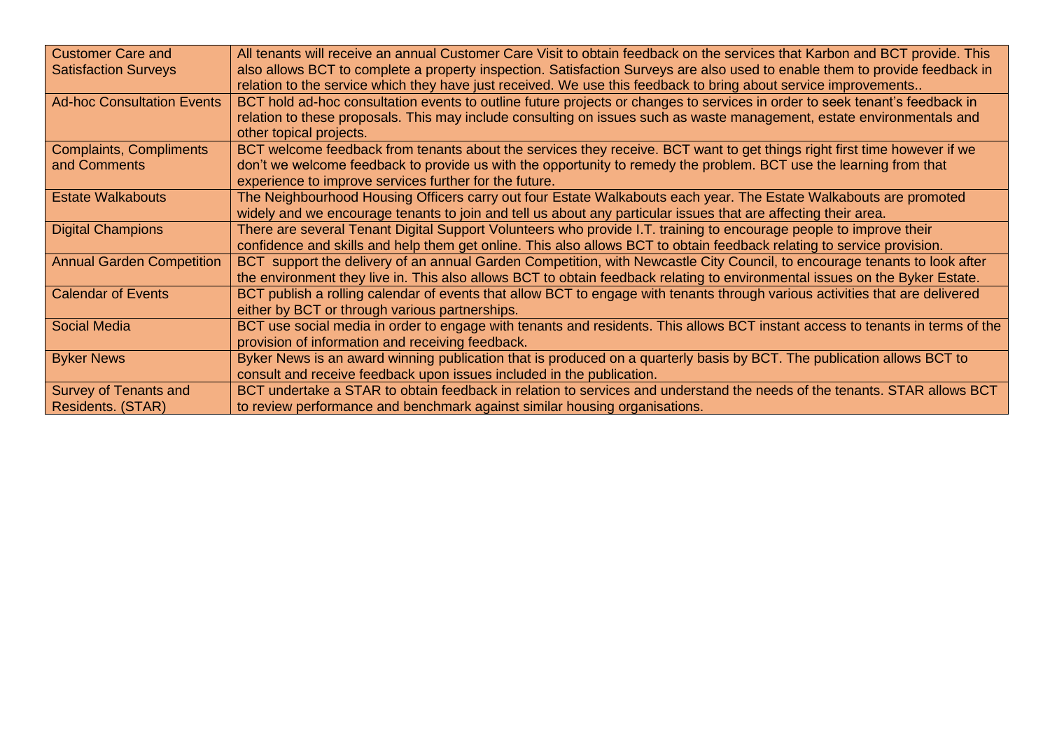| Customer Care and Satisfaction Surveys | All tenants will receive an annual Customer Care Visit to obtain feedback on the services that Karbon and BCT provide. This also allows BCT to complete a property inspection. Satisfaction Surveys are also used to enable them to provide feedback in relation to the service which they have just received. We use this feedback to bring about service improvements.. |
|---|---|
| Ad-hoc Consultation Events | BCT hold ad-hoc consultation events to outline future projects or changes to services in order to seek tenant's feedback in relation to these proposals. This may include consulting on issues such as waste management, estate environmentals and other topical projects. |
| Complaints, Compliments and Comments | BCT welcome feedback from tenants about the services they receive. BCT want to get things right first time however if we don't we welcome feedback to provide us with the opportunity to remedy the problem. BCT use the learning from that experience to improve services further for the future. |
| Estate Walkabouts | The Neighbourhood Housing Officers carry out four Estate Walkabouts each year. The Estate Walkabouts are promoted widely and we encourage tenants to join and tell us about any particular issues that are affecting their area. |
| Digital Champions | There are several Tenant Digital Support Volunteers who provide I.T. training to encourage people to improve their confidence and skills and help them get online. This also allows BCT to obtain feedback relating to service provision. |
| Annual Garden Competition | BCT support the delivery of an annual Garden Competition, with Newcastle City Council, to encourage tenants to look after the environment they live in. This also allows BCT to obtain feedback relating to environmental issues on the Byker Estate. |
| Calendar of Events | BCT publish a rolling calendar of events that allow BCT to engage with tenants through various activities that are delivered either by BCT or through various partnerships. |
| Social Media | BCT use social media in order to engage with tenants and residents. This allows BCT instant access to tenants in terms of the provision of information and receiving feedback. |
| Byker News | Byker News is an award winning publication that is produced on a quarterly basis by BCT. The publication allows BCT to consult and receive feedback upon issues included in the publication. |
| Survey of Tenants and Residents. (STAR) | BCT undertake a STAR to obtain feedback in relation to services and understand the needs of the tenants. STAR allows BCT to review performance and benchmark against similar housing organisations. |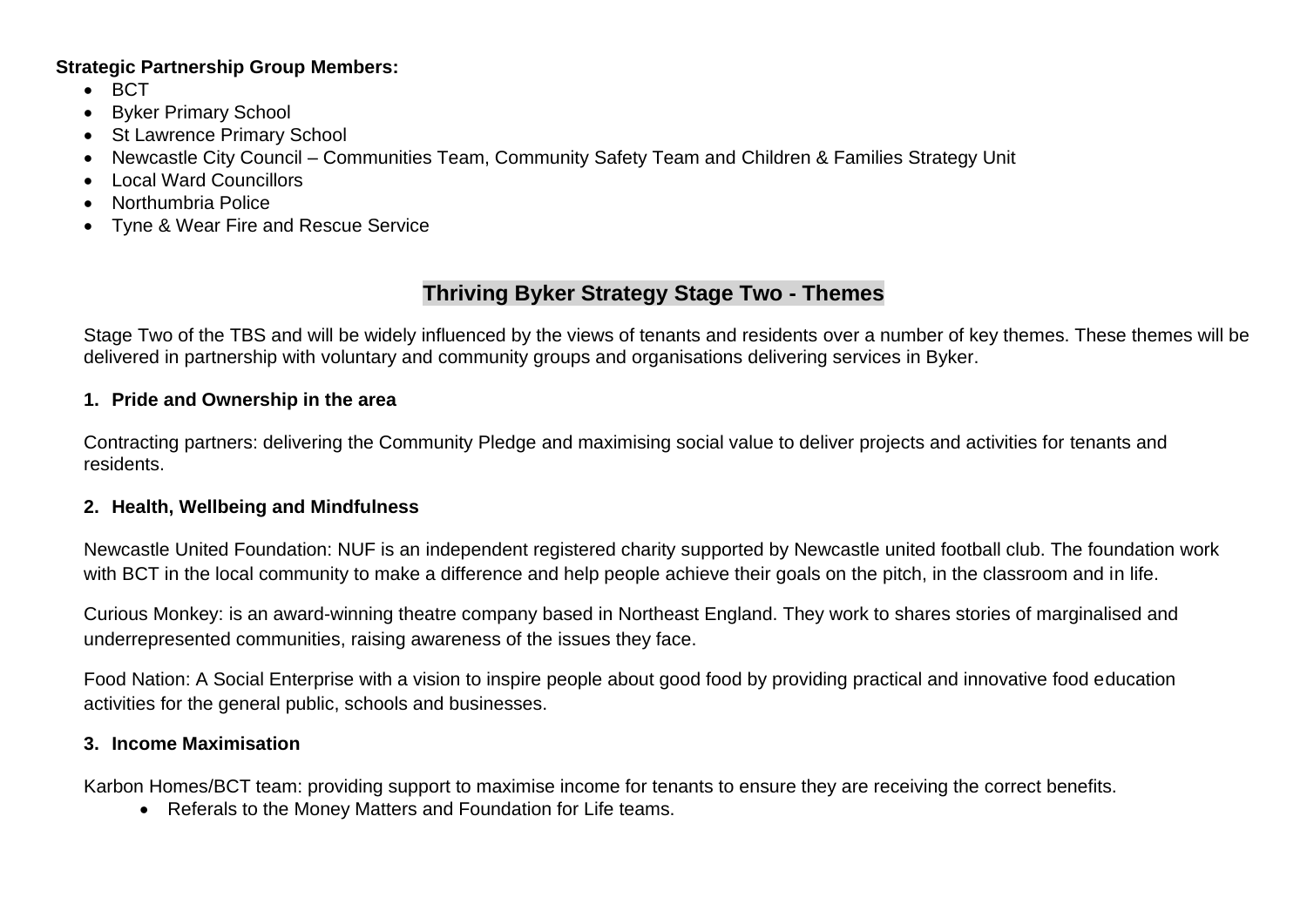**Strategic Partnership Group Members:**

- BCT
- Byker Primary School
- St Lawrence Primary School
- Newcastle City Council – Communities Team, Community Safety Team and Children & Families Strategy Unit
- Local Ward Councillors
- Northumbria Police
- Tyne & Wear Fire and Rescue Service

## Thriving Byker Strategy Stage Two - Themes

Stage Two of the TBS and will be widely influenced by the views of tenants and residents over a number of key themes. These themes will be delivered in partnership with voluntary and community groups and organisations delivering services in Byker.

### 1. Pride and Ownership in the area

Contracting partners: delivering the Community Pledge and maximising social value to deliver projects and activities for tenants and residents.

### 2. Health, Wellbeing and Mindfulness

Newcastle United Foundation: NUF is an independent registered charity supported by Newcastle united football club. The foundation work with BCT in the local community to make a difference and help people achieve their goals on the pitch, in the classroom and in life.

Curious Monkey: is an award-winning theatre company based in Northeast England. They work to shares stories of marginalised and underrepresented communities, raising awareness of the issues they face.

Food Nation: A Social Enterprise with a vision to inspire people about good food by providing practical and innovative food education activities for the general public, schools and businesses.

### 3. Income Maximisation

Karbon Homes/BCT team: providing support to maximise income for tenants to ensure they are receiving the correct benefits.

- Referals to the Money Matters and Foundation for Life teams.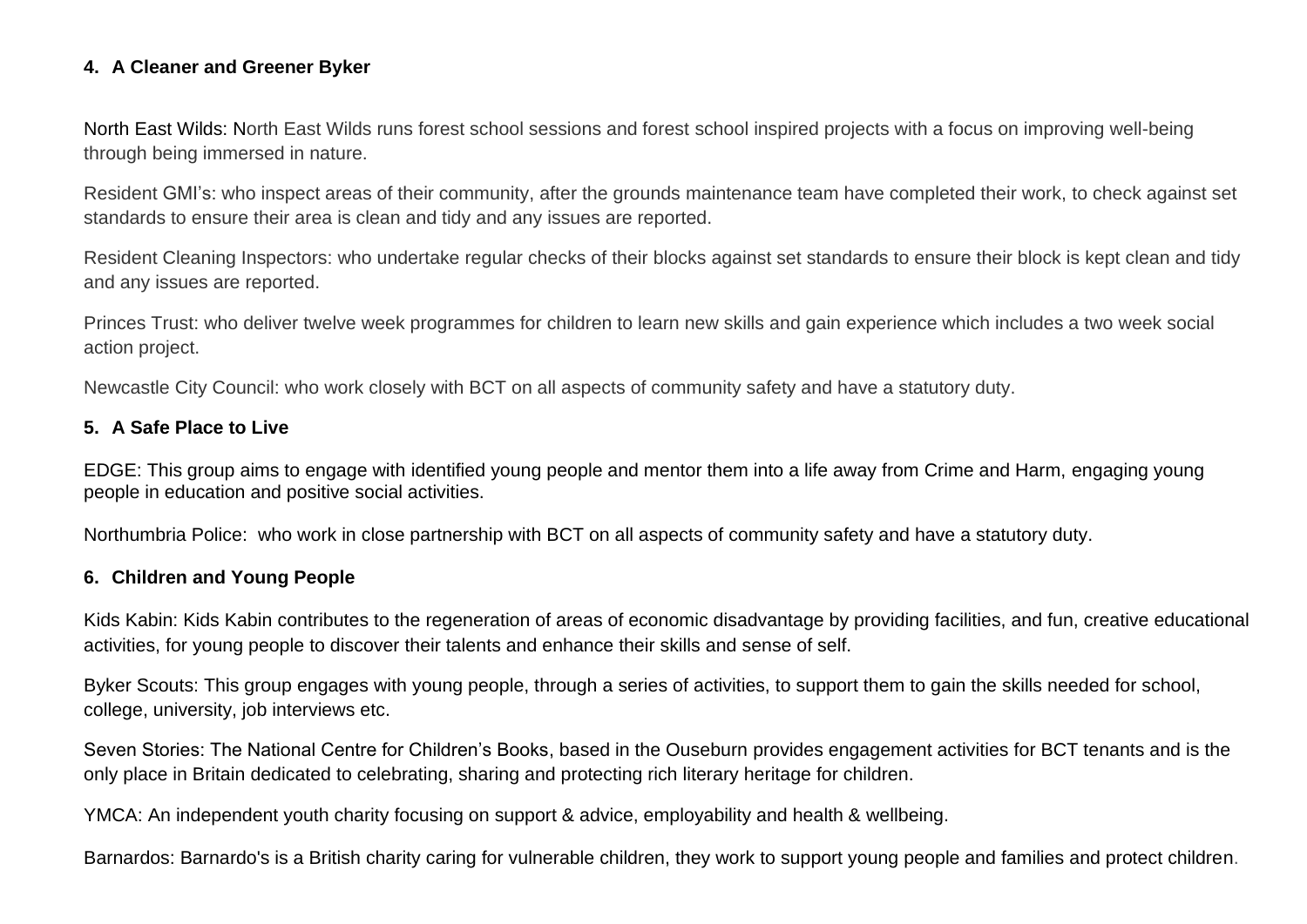### 4. A Cleaner and Greener Byker

North East Wilds: North East Wilds runs forest school sessions and forest school inspired projects with a focus on improving well-being through being immersed in nature.

Resident GMI's: who inspect areas of their community, after the grounds maintenance team have completed their work, to check against set standards to ensure their area is clean and tidy and any issues are reported.

Resident Cleaning Inspectors: who undertake regular checks of their blocks against set standards to ensure their block is kept clean and tidy and any issues are reported.

Princes Trust: who deliver twelve week programmes for children to learn new skills and gain experience which includes a two week social action project.

Newcastle City Council: who work closely with BCT on all aspects of community safety and have a statutory duty.

### 5. A Safe Place to Live

EDGE: This group aims to engage with identified young people and mentor them into a life away from Crime and Harm, engaging young people in education and positive social activities.

Northumbria Police: who work in close partnership with BCT on all aspects of community safety and have a statutory duty.

### 6. Children and Young People

Kids Kabin: Kids Kabin contributes to the regeneration of areas of economic disadvantage by providing facilities, and fun, creative educational activities, for young people to discover their talents and enhance their skills and sense of self.

Byker Scouts: This group engages with young people, through a series of activities, to support them to gain the skills needed for school, college, university, job interviews etc.

Seven Stories: The National Centre for Children's Books, based in the Ouseburn provides engagement activities for BCT tenants and is the only place in Britain dedicated to celebrating, sharing and protecting rich literary heritage for children.

YMCA: An independent youth charity focusing on support & advice, employability and health & wellbeing.

Barnardos: Barnardo's is a British charity caring for vulnerable children, they work to support young people and families and protect children.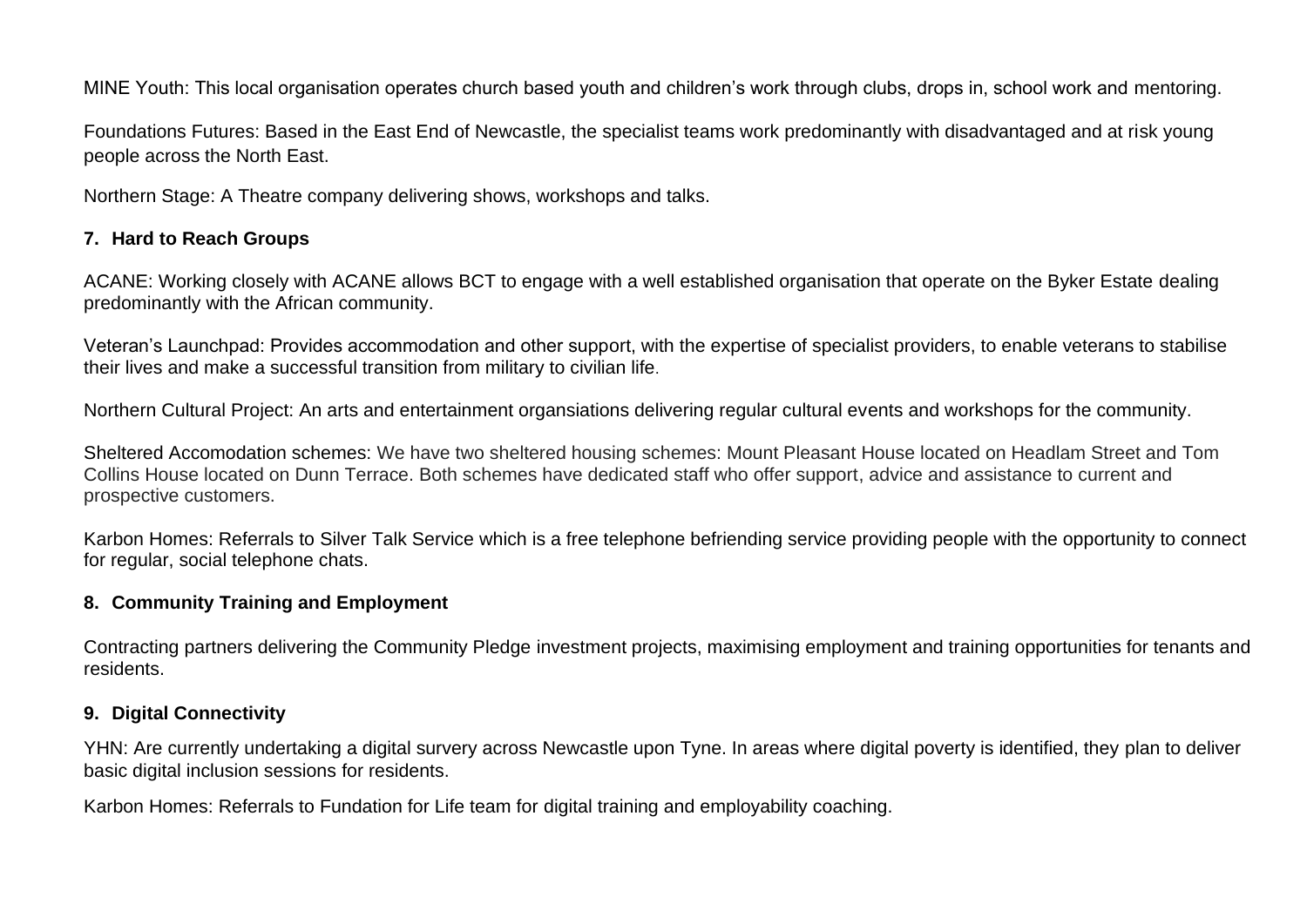MINE Youth: This local organisation operates church based youth and children's work through clubs, drops in, school work and mentoring.

Foundations Futures: Based in the East End of Newcastle, the specialist teams work predominantly with disadvantaged and at risk young people across the North East.

Northern Stage: A Theatre company delivering shows, workshops and talks.

**7. Hard to Reach Groups**

ACANE: Working closely with ACANE allows BCT to engage with a well established organisation that operate on the Byker Estate dealing predominantly with the African community.

Veteran's Launchpad: Provides accommodation and other support, with the expertise of specialist providers, to enable veterans to stabilise their lives and make a successful transition from military to civilian life.

Northern Cultural Project: An arts and entertainment organsiations delivering regular cultural events and workshops for the community.

Sheltered Accomodation schemes: We have two sheltered housing schemes: Mount Pleasant House located on Headlam Street and Tom Collins House located on Dunn Terrace. Both schemes have dedicated staff who offer support, advice and assistance to current and prospective customers.

Karbon Homes: Referrals to Silver Talk Service which is a free telephone befriending service providing people with the opportunity to connect for regular, social telephone chats.

**8. Community Training and Employment**

Contracting partners delivering the Community Pledge investment projects, maximising employment and training opportunities for tenants and residents.

**9. Digital Connectivity**

YHN: Are currently undertaking a digital survery across Newcastle upon Tyne. In areas where digital poverty is identified, they plan to deliver basic digital inclusion sessions for residents.

Karbon Homes: Referrals to Fundation for Life team for digital training and employability coaching.